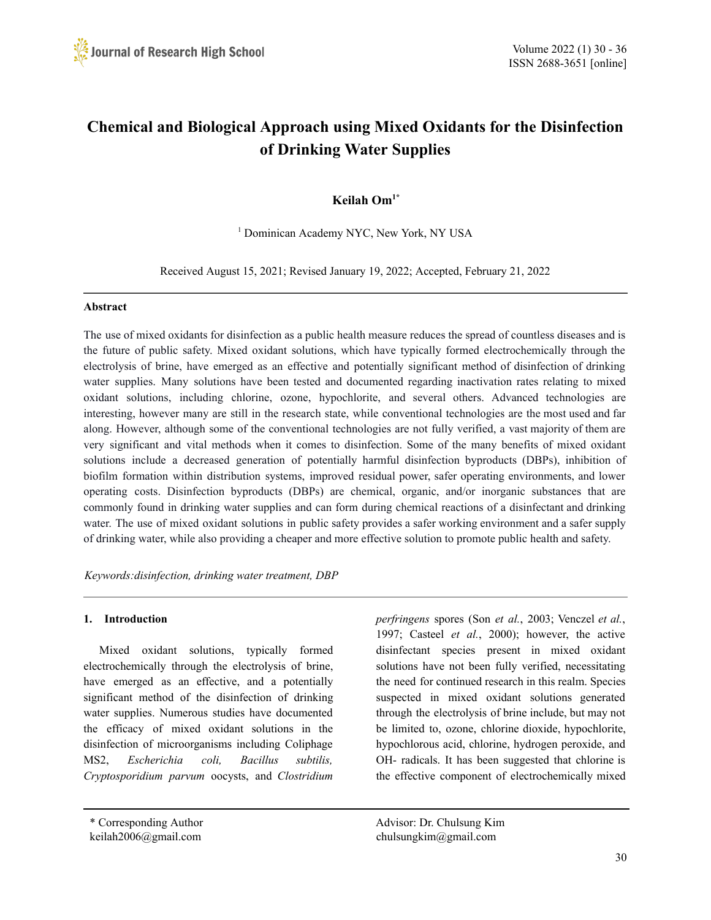# Chemical and Biological Approach using Mixed Oxidants for the Disinfection of Drinking Water Supplies

**Keilah Om**[1*]

[1] Dominican Academy NYC, New York, NY USA

Received August 15, 2021; Revised January 19, 2022; Accepted, February 21, 2022

---

**Abstract**

The use of mixed oxidants for disinfection as a public health measure reduces the spread of countless diseases and is the future of public safety. Mixed oxidant solutions, which have typically formed electrochemically through the electrolysis of brine, have emerged as an effective and potentially significant method of disinfection of drinking water supplies. Many solutions have been tested and documented regarding inactivation rates relating to mixed oxidant solutions, including chlorine, ozone, hypochlorite, and several others. Advanced technologies are interesting, however many are still in the research state, while conventional technologies are the most used and far along. However, although some of the conventional technologies are not fully verified, a vast majority of them are very significant and vital methods when it comes to disinfection. Some of the many benefits of mixed oxidant solutions include a decreased generation of potentially harmful disinfection byproducts (DBPs), inhibition of biofilm formation within distribution systems, improved residual power, safer operating environments, and lower operating costs. Disinfection byproducts (DBPs) are chemical, organic, and/or inorganic substances that are commonly found in drinking water supplies and can form during chemical reactions of a disinfectant and drinking water. The use of mixed oxidant solutions in public safety provides a safer working environment and a safer supply of drinking water, while also providing a cheaper and more effective solution to promote public health and safety.

*Keywords:disinfection, drinking water treatment, DBP*

---

## 1. Introduction

Mixed oxidant solutions, typically formed electrochemically through the electrolysis of brine, have emerged as an effective, and a potentially significant method of the disinfection of drinking water supplies. Numerous studies have documented the efficacy of mixed oxidant solutions in the disinfection of microorganisms including Coliphage MS2, *Escherichia coli, Bacillus subtilis, Cryptosporidium parvum* oocysts, and *Clostridium perfringens* spores (Son *et al.*, 2003; Venczel *et al.*, 1997; Casteel *et al.*, 2000); however, the active disinfectant species present in mixed oxidant solutions have not been fully verified, necessitating the need for continued research in this realm. Species suspected in mixed oxidant solutions generated through the electrolysis of brine include, but may not be limited to, ozone, chlorine dioxide, hypochlorite, hypochlorous acid, chlorine, hydrogen peroxide, and OH- radicals. It has been suggested that chlorine is the effective component of electrochemically mixed

---

\* Corresponding Author
keilah2006@gmail.com

Advisor: Dr. Chulsung Kim
chulsungkim@gmail.com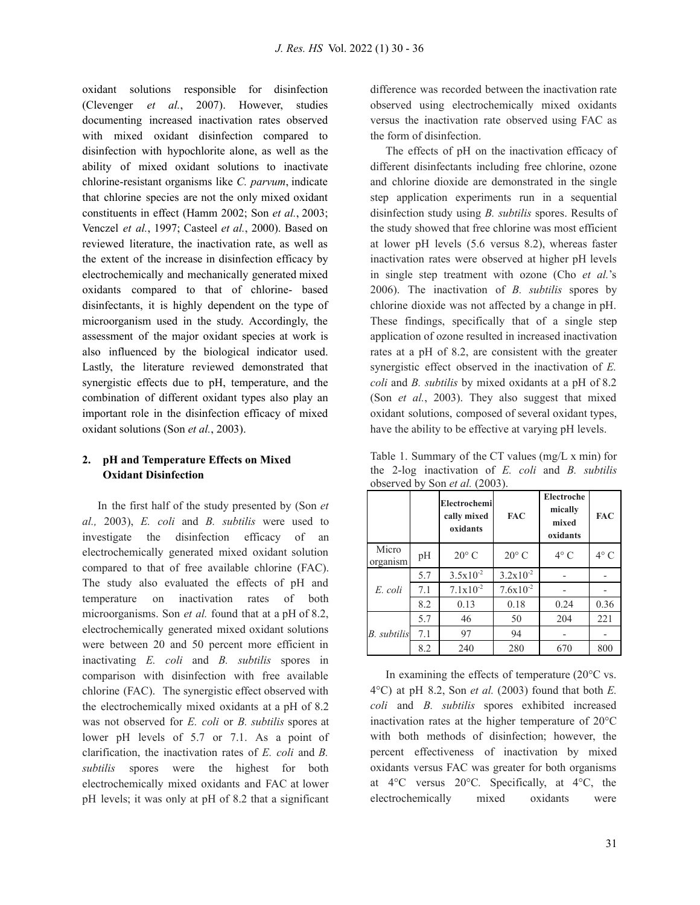oxidant solutions responsible for disinfection (Clevenger *et al.*, 2007). However, studies documenting increased inactivation rates observed with mixed oxidant disinfection compared to disinfection with hypochlorite alone, as well as the ability of mixed oxidant solutions to inactivate chlorine-resistant organisms like *C. parvum*, indicate that chlorine species are not the only mixed oxidant constituents in effect (Hamm 2002; Son *et al.*, 2003; Venczel *et al.*, 1997; Casteel *et al.*, 2000). Based on reviewed literature, the inactivation rate, as well as the extent of the increase in disinfection efficacy by electrochemically and mechanically generated mixed oxidants compared to that of chlorine- based disinfectants, it is highly dependent on the type of microorganism used in the study. Accordingly, the assessment of the major oxidant species at work is also influenced by the biological indicator used. Lastly, the literature reviewed demonstrated that synergistic effects due to pH, temperature, and the combination of different oxidant types also play an important role in the disinfection efficacy of mixed oxidant solutions (Son *et al.*, 2003).

## 2. pH and Temperature Effects on Mixed Oxidant Disinfection

In the first half of the study presented by (Son *et al.,* 2003), *E. coli* and *B. subtilis* were used to investigate the disinfection efficacy of an electrochemically generated mixed oxidant solution compared to that of free available chlorine (FAC). The study also evaluated the effects of pH and temperature on inactivation rates of both microorganisms. Son *et al.* found that at a pH of 8.2, electrochemically generated mixed oxidant solutions were between 20 and 50 percent more efficient in inactivating *E. coli* and *B. subtilis* spores in comparison with disinfection with free available chlorine (FAC). The synergistic effect observed with the electrochemically mixed oxidants at a pH of 8.2 was not observed for *E. coli* or *B. subtilis* spores at lower pH levels of 5.7 or 7.1. As a point of clarification, the inactivation rates of *E. coli* and *B. subtilis* spores were the highest for both electrochemically mixed oxidants and FAC at lower pH levels; it was only at pH of 8.2 that a significant difference was recorded between the inactivation rate observed using electrochemically mixed oxidants versus the inactivation rate observed using FAC as the form of disinfection.

The effects of pH on the inactivation efficacy of different disinfectants including free chlorine, ozone and chlorine dioxide are demonstrated in the single step application experiments run in a sequential disinfection study using *B. subtilis* spores. Results of the study showed that free chlorine was most efficient at lower pH levels (5.6 versus 8.2), whereas faster inactivation rates were observed at higher pH levels in single step treatment with ozone (Cho *et al.*'s 2006). The inactivation of *B. subtilis* spores by chlorine dioxide was not affected by a change in pH. These findings, specifically that of a single step application of ozone resulted in increased inactivation rates at a pH of 8.2, are consistent with the greater synergistic effect observed in the inactivation of *E. coli* and *B. subtilis* by mixed oxidants at a pH of 8.2 (Son *et al.*, 2003). They also suggest that mixed oxidant solutions, composed of several oxidant types, have the ability to be effective at varying pH levels.

Table 1. Summary of the CT values (mg/L x min) for the 2-log inactivation of *E. coli* and *B. subtilis* observed by Son *et al.* (2003).

| | | Electrochemically mixed oxidants | FAC | Electrochemically mixed oxidants | FAC |
|---|---|---|---|---|---|
| Micro organism | pH | 20° C | 20° C | 4° C | 4° C |
| *E. coli* | 5.7 | $3.5\text{x}10^{-2}$ | $3.2\text{x}10^{-2}$ | - | - |
| | 7.1 | $7.1\text{x}10^{-2}$ | $7.6\text{x}10^{-2}$ | - | - |
| | 8.2 | 0.13 | 0.18 | 0.24 | 0.36 |
| *B. subtilis* | 5.7 | 46 | 50 | 204 | 221 |
| | 7.1 | 97 | 94 | - | - |
| | 8.2 | 240 | 280 | 670 | 800 |

In examining the effects of temperature (20°C vs. 4°C) at pH 8.2, Son *et al.* (2003) found that both *E. coli* and *B. subtilis* spores exhibited increased inactivation rates at the higher temperature of 20°C with both methods of disinfection; however, the percent effectiveness of inactivation by mixed oxidants versus FAC was greater for both organisms at 4°C versus 20°C. Specifically, at 4°C, the electrochemically mixed oxidants were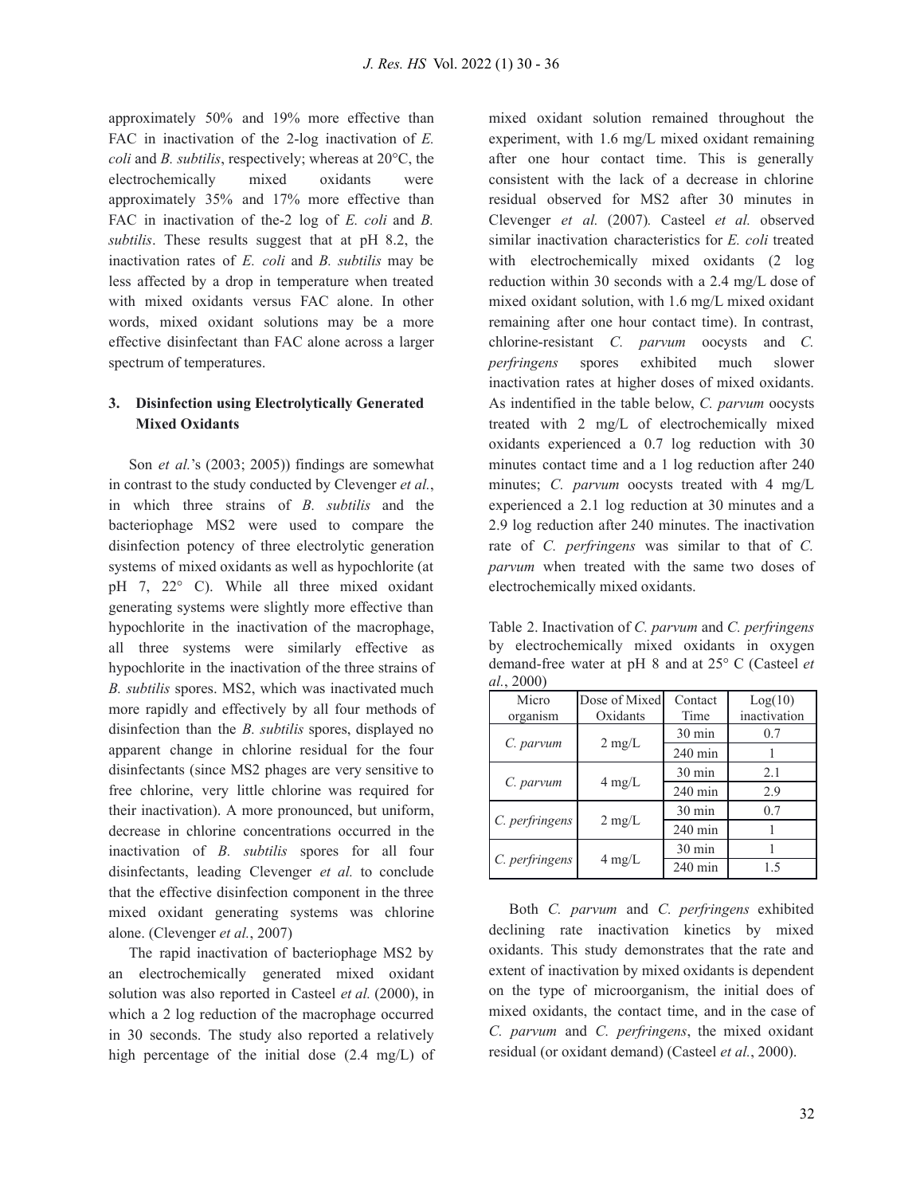approximately 50% and 19% more effective than FAC in inactivation of the 2-log inactivation of *E. coli* and *B. subtilis*, respectively; whereas at 20°C, the electrochemically mixed oxidants were approximately 35% and 17% more effective than FAC in inactivation of the-2 log of *E. coli* and *B. subtilis*. These results suggest that at pH 8.2, the inactivation rates of *E. coli* and *B. subtilis* may be less affected by a drop in temperature when treated with mixed oxidants versus FAC alone. In other words, mixed oxidant solutions may be a more effective disinfectant than FAC alone across a larger spectrum of temperatures.

### 3. Disinfection using Electrolytically Generated Mixed Oxidants

Son *et al.*'s (2003; 2005)) findings are somewhat in contrast to the study conducted by Clevenger *et al.*, in which three strains of *B. subtilis* and the bacteriophage MS2 were used to compare the disinfection potency of three electrolytic generation systems of mixed oxidants as well as hypochlorite (at pH 7, 22° C). While all three mixed oxidant generating systems were slightly more effective than hypochlorite in the inactivation of the macrophage, all three systems were similarly effective as hypochlorite in the inactivation of the three strains of *B. subtilis* spores. MS2, which was inactivated much more rapidly and effectively by all four methods of disinfection than the *B. subtilis* spores, displayed no apparent change in chlorine residual for the four disinfectants (since MS2 phages are very sensitive to free chlorine, very little chlorine was required for their inactivation). A more pronounced, but uniform, decrease in chlorine concentrations occurred in the inactivation of *B. subtilis* spores for all four disinfectants, leading Clevenger *et al.* to conclude that the effective disinfection component in the three mixed oxidant generating systems was chlorine alone. (Clevenger *et al.*, 2007)

The rapid inactivation of bacteriophage MS2 by an electrochemically generated mixed oxidant solution was also reported in Casteel *et al.* (2000), in which a 2 log reduction of the macrophage occurred in 30 seconds. The study also reported a relatively high percentage of the initial dose (2.4 mg/L) of mixed oxidant solution remained throughout the experiment, with 1.6 mg/L mixed oxidant remaining after one hour contact time. This is generally consistent with the lack of a decrease in chlorine residual observed for MS2 after 30 minutes in Clevenger *et al.* (2007). Casteel *et al.* observed similar inactivation characteristics for *E. coli* treated with electrochemically mixed oxidants (2 log reduction within 30 seconds with a 2.4 mg/L dose of mixed oxidant solution, with 1.6 mg/L mixed oxidant remaining after one hour contact time). In contrast, chlorine-resistant *C. parvum* oocysts and *C. perfringens* spores exhibited much slower inactivation rates at higher doses of mixed oxidants. As indentified in the table below, *C. parvum* oocysts treated with 2 mg/L of electrochemically mixed oxidants experienced a 0.7 log reduction with 30 minutes contact time and a 1 log reduction after 240 minutes; *C. parvum* oocysts treated with 4 mg/L experienced a 2.1 log reduction at 30 minutes and a 2.9 log reduction after 240 minutes. The inactivation rate of *C. perfringens* was similar to that of *C. parvum* when treated with the same two doses of electrochemically mixed oxidants.

Table 2. Inactivation of *C. parvum* and *C. perfringens* by electrochemically mixed oxidants in oxygen demand-free water at pH 8 and at 25° C (Casteel *et al.*, 2000)

| Micro organism | Dose of Mixed Oxidants | Contact Time | Log(10) inactivation |
|---|---|---|---|
| *C. parvum* | 2 mg/L | 30 min | 0.7 |
| | | 240 min | 1 |
| *C. parvum* | 4 mg/L | 30 min | 2.1 |
| | | 240 min | 2.9 |
| *C. perfringens* | 2 mg/L | 30 min | 0.7 |
| | | 240 min | 1 |
| *C. perfringens* | 4 mg/L | 30 min | 1 |
| | | 240 min | 1.5 |

Both *C. parvum* and *C. perfringens* exhibited declining rate inactivation kinetics by mixed oxidants. This study demonstrates that the rate and extent of inactivation by mixed oxidants is dependent on the type of microorganism, the initial does of mixed oxidants, the contact time, and in the case of *C. parvum* and *C. perfringens*, the mixed oxidant residual (or oxidant demand) (Casteel *et al.*, 2000).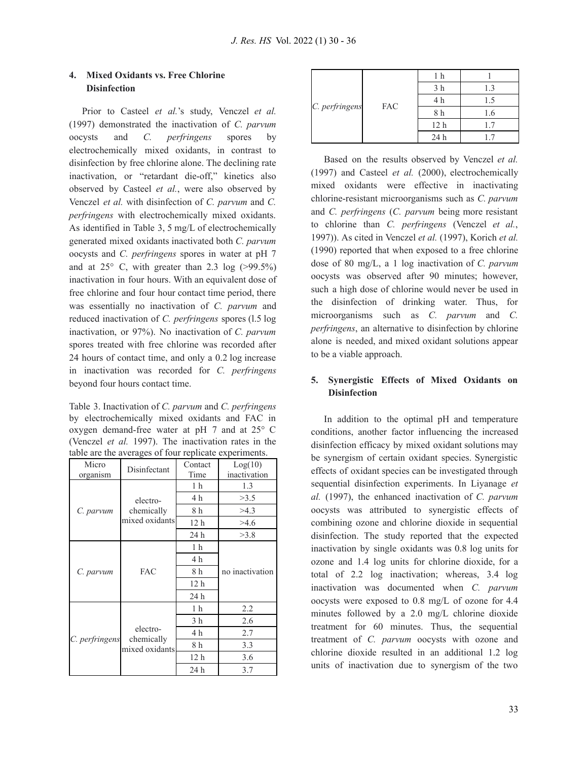## 4. Mixed Oxidants vs. Free Chlorine Disinfection

Prior to Casteel *et al.*'s study, Venczel *et al.* (1997) demonstrated the inactivation of *C. parvum* oocysts and *C. perfringens* spores by electrochemically mixed oxidants, in contrast to disinfection by free chlorine alone. The declining rate inactivation, or "retardant die-off," kinetics also observed by Casteel *et al.*, were also observed by Venczel *et al.* with disinfection of *C. parvum* and *C. perfringens* with electrochemically mixed oxidants. As identified in Table 3, 5 mg/L of electrochemically generated mixed oxidants inactivated both *C. parvum* oocysts and *C. perfringens* spores in water at pH 7 and at 25° C, with greater than 2.3 log (>99.5%) inactivation in four hours. With an equivalent dose of free chlorine and four hour contact time period, there was essentially no inactivation of *C. parvum* and reduced inactivation of *C. perfringens* spores (l.5 log inactivation, or 97%). No inactivation of *C. parvum* spores treated with free chlorine was recorded after 24 hours of contact time, and only a 0.2 log increase in inactivation was recorded for *C. perfringens* beyond four hours contact time.

Table 3. Inactivation of *C. parvum* and *C. perfringens* by electrochemically mixed oxidants and FAC in oxygen demand-free water at pH 7 and at 25° C (Venczel *et al.* 1997). The inactivation rates in the table are the averages of four replicate experiments.

| Micro organism | Disinfectant | Contact Time | Log(10) inactivation |
|---|---|---|---|
| *C. parvum* | electro-chemically mixed oxidants | 1 h | 1.3 |
| | | 4 h | >3.5 |
| | | 8 h | >4.3 |
| | | 12 h | >4.6 |
| | | 24 h | >3.8 |
| *C. parvum* | FAC | 1 h | no inactivation |
| | | 4 h | |
| | | 8 h | |
| | | 12 h | |
| | | 24 h | |
| *C. perfringens* | electro-chemically mixed oxidants | 1 h | 2.2 |
| | | 3 h | 2.6 |
| | | 4 h | 2.7 |
| | | 8 h | 3.3 |
| | | 12 h | 3.6 |
| | | 24 h | 3.7 |
| *C. perfringens* | FAC | 1 h | 1 |
| | | 3 h | 1.3 |
| | | 4 h | 1.5 |
| | | 8 h | 1.6 |
| | | 12 h | 1.7 |
| | | 24 h | 1.7 |

Based on the results observed by Venczel *et al.* (1997) and Casteel *et al.* (2000), electrochemically mixed oxidants were effective in inactivating chlorine-resistant microorganisms such as *C. parvum* and *C. perfringens* (*C. parvum* being more resistant to chlorine than *C. perfringens* (Venczel *et al.*, 1997)). As cited in Venczel *et al.* (1997), Korich *et al.* (1990) reported that when exposed to a free chlorine dose of 80 mg/L, a 1 log inactivation of *C. parvum* oocysts was observed after 90 minutes; however, such a high dose of chlorine would never be used in the disinfection of drinking water. Thus, for microorganisms such as *C. parvum* and *C. perfringens*, an alternative to disinfection by chlorine alone is needed, and mixed oxidant solutions appear to be a viable approach.

## 5. Synergistic Effects of Mixed Oxidants on Disinfection

In addition to the optimal pH and temperature conditions, another factor influencing the increased disinfection efficacy by mixed oxidant solutions may be synergism of certain oxidant species. Synergistic effects of oxidant species can be investigated through sequential disinfection experiments. In Liyanage *et al.* (1997), the enhanced inactivation of *C. parvum* oocysts was attributed to synergistic effects of combining ozone and chlorine dioxide in sequential disinfection. The study reported that the expected inactivation by single oxidants was 0.8 log units for ozone and 1.4 log units for chlorine dioxide, for a total of 2.2 log inactivation; whereas, 3.4 log inactivation was documented when *C. parvum* oocysts were exposed to 0.8 mg/L of ozone for 4.4 minutes followed by a 2.0 mg/L chlorine dioxide treatment for 60 minutes. Thus, the sequential treatment of *C. parvum* oocysts with ozone and chlorine dioxide resulted in an additional 1.2 log units of inactivation due to synergism of the two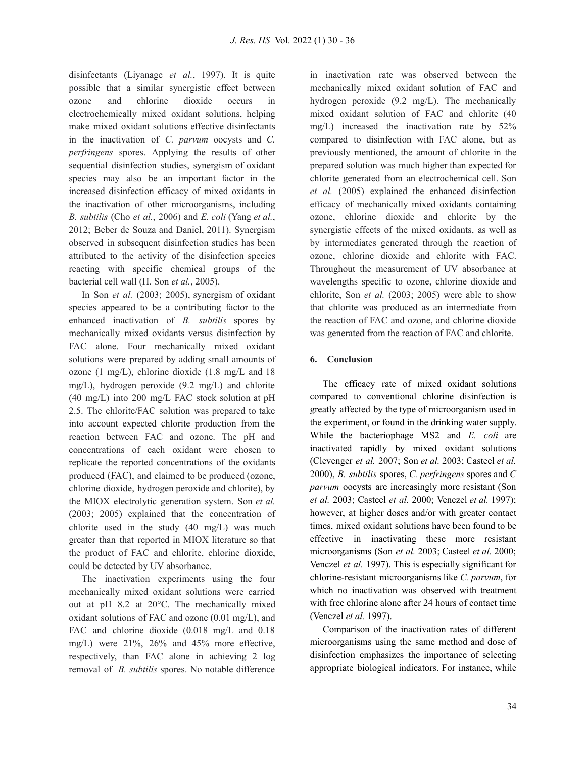disinfectants (Liyanage *et al.*, 1997). It is quite possible that a similar synergistic effect between ozone and chlorine dioxide occurs in electrochemically mixed oxidant solutions, helping make mixed oxidant solutions effective disinfectants in the inactivation of *C. parvum* oocysts and *C. perfringens* spores. Applying the results of other sequential disinfection studies, synergism of oxidant species may also be an important factor in the increased disinfection efficacy of mixed oxidants in the inactivation of other microorganisms, including *B. subtilis* (Cho *et al.*, 2006) and *E. coli* (Yang *et al.*, 2012; Beber de Souza and Daniel, 2011). Synergism observed in subsequent disinfection studies has been attributed to the activity of the disinfection species reacting with specific chemical groups of the bacterial cell wall (H. Son *et al.*, 2005).

In Son *et al.* (2003; 2005), synergism of oxidant species appeared to be a contributing factor to the enhanced inactivation of *B. subtilis* spores by mechanically mixed oxidants versus disinfection by FAC alone. Four mechanically mixed oxidant solutions were prepared by adding small amounts of ozone (1 mg/L), chlorine dioxide (1.8 mg/L and 18 mg/L), hydrogen peroxide (9.2 mg/L) and chlorite (40 mg/L) into 200 mg/L FAC stock solution at pH 2.5. The chlorite/FAC solution was prepared to take into account expected chlorite production from the reaction between FAC and ozone. The pH and concentrations of each oxidant were chosen to replicate the reported concentrations of the oxidants produced (FAC), and claimed to be produced (ozone, chlorine dioxide, hydrogen peroxide and chlorite), by the MIOX electrolytic generation system. Son *et al.* (2003; 2005) explained that the concentration of chlorite used in the study (40 mg/L) was much greater than that reported in MIOX literature so that the product of FAC and chlorite, chlorine dioxide, could be detected by UV absorbance.

The inactivation experiments using the four mechanically mixed oxidant solutions were carried out at pH 8.2 at 20°C. The mechanically mixed oxidant solutions of FAC and ozone (0.01 mg/L), and FAC and chlorine dioxide (0.018 mg/L and 0.18 mg/L) were 21%, 26% and 45% more effective, respectively, than FAC alone in achieving 2 log removal of *B. subtilis* spores. No notable difference in inactivation rate was observed between the mechanically mixed oxidant solution of FAC and hydrogen peroxide (9.2 mg/L). The mechanically mixed oxidant solution of FAC and chlorite (40 mg/L) increased the inactivation rate by 52% compared to disinfection with FAC alone, but as previously mentioned, the amount of chlorite in the prepared solution was much higher than expected for chlorite generated from an electrochemical cell. Son *et al.* (2005) explained the enhanced disinfection efficacy of mechanically mixed oxidants containing ozone, chlorine dioxide and chlorite by the synergistic effects of the mixed oxidants, as well as by intermediates generated through the reaction of ozone, chlorine dioxide and chlorite with FAC. Throughout the measurement of UV absorbance at wavelengths specific to ozone, chlorine dioxide and chlorite, Son *et al.* (2003; 2005) were able to show that chlorite was produced as an intermediate from the reaction of FAC and ozone, and chlorine dioxide was generated from the reaction of FAC and chlorite.

## 6. Conclusion

The efficacy rate of mixed oxidant solutions compared to conventional chlorine disinfection is greatly affected by the type of microorganism used in the experiment, or found in the drinking water supply. While the bacteriophage MS2 and *E. coli* are inactivated rapidly by mixed oxidant solutions (Clevenger *et al.* 2007; Son *et al.* 2003; Casteel *et al.* 2000), *B. subtilis* spores, *C. perfringens* spores and *C parvum* oocysts are increasingly more resistant (Son *et al.* 2003; Casteel *et al.* 2000; Venczel *et al.* 1997); however, at higher doses and/or with greater contact times, mixed oxidant solutions have been found to be effective in inactivating these more resistant microorganisms (Son *et al.* 2003; Casteel *et al.* 2000; Venczel *et al.* 1997). This is especially significant for chlorine-resistant microorganisms like *C. parvum*, for which no inactivation was observed with treatment with free chlorine alone after 24 hours of contact time (Venczel *et al.* 1997).

Comparison of the inactivation rates of different microorganisms using the same method and dose of disinfection emphasizes the importance of selecting appropriate biological indicators. For instance, while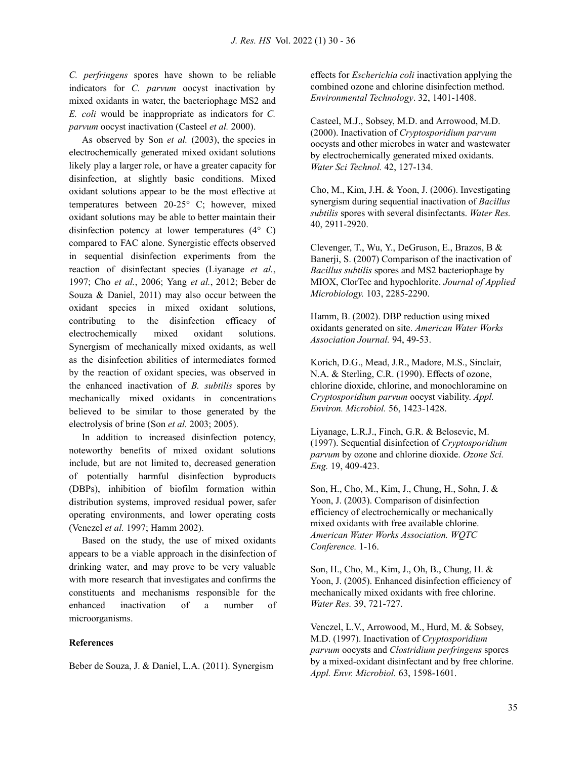*C. perfringens* spores have shown to be reliable indicators for *C. parvum* oocyst inactivation by mixed oxidants in water, the bacteriophage MS2 and *E. coli* would be inappropriate as indicators for *C. parvum* oocyst inactivation (Casteel *et al.* 2000).

As observed by Son *et al.* (2003), the species in electrochemically generated mixed oxidant solutions likely play a larger role, or have a greater capacity for disinfection, at slightly basic conditions. Mixed oxidant solutions appear to be the most effective at temperatures between 20-25° C; however, mixed oxidant solutions may be able to better maintain their disinfection potency at lower temperatures (4° C) compared to FAC alone. Synergistic effects observed in sequential disinfection experiments from the reaction of disinfectant species (Liyanage *et al.*, 1997; Cho *et al.*, 2006; Yang *et al.*, 2012; Beber de Souza & Daniel, 2011) may also occur between the oxidant species in mixed oxidant solutions, contributing to the disinfection efficacy of electrochemically mixed oxidant solutions. Synergism of mechanically mixed oxidants, as well as the disinfection abilities of intermediates formed by the reaction of oxidant species, was observed in the enhanced inactivation of *B. subtilis* spores by mechanically mixed oxidants in concentrations believed to be similar to those generated by the electrolysis of brine (Son *et al.* 2003; 2005).

In addition to increased disinfection potency, noteworthy benefits of mixed oxidant solutions include, but are not limited to, decreased generation of potentially harmful disinfection byproducts (DBPs), inhibition of biofilm formation within distribution systems, improved residual power, safer operating environments, and lower operating costs (Venczel *et al.* 1997; Hamm 2002).

Based on the study, the use of mixed oxidants appears to be a viable approach in the disinfection of drinking water, and may prove to be very valuable with more research that investigates and confirms the constituents and mechanisms responsible for the enhanced inactivation of a number of microorganisms.

**References**

Beber de Souza, J. & Daniel, L.A. (2011). Synergism effects for *Escherichia coli* inactivation applying the combined ozone and chlorine disinfection method. *Environmental Technology*. 32, 1401-1408.

Casteel, M.J., Sobsey, M.D. and Arrowood, M.D. (2000). Inactivation of *Cryptosporidium parvum* oocysts and other microbes in water and wastewater by electrochemically generated mixed oxidants. *Water Sci Technol.* 42, 127-134.

Cho, M., Kim, J.H. & Yoon, J. (2006). Investigating synergism during sequential inactivation of *Bacillus subtilis* spores with several disinfectants. *Water Res.* 40, 2911-2920.

Clevenger, T., Wu, Y., DeGruson, E., Brazos, B & Banerji, S. (2007) Comparison of the inactivation of *Bacillus subtilis* spores and MS2 bacteriophage by MIOX, ClorTec and hypochlorite. *Journal of Applied Microbiology.* 103, 2285-2290.

Hamm, B. (2002). DBP reduction using mixed oxidants generated on site. *American Water Works Association Journal.* 94, 49-53.

Korich, D.G., Mead, J.R., Madore, M.S., Sinclair, N.A. & Sterling, C.R. (1990). Effects of ozone, chlorine dioxide, chlorine, and monochloramine on *Cryptosporidium parvum* oocyst viability. *Appl. Environ. Microbiol.* 56, 1423-1428.

Liyanage, L.R.J., Finch, G.R. & Belosevic, M. (1997). Sequential disinfection of *Cryptosporidium parvum* by ozone and chlorine dioxide. *Ozone Sci. Eng.* 19, 409-423.

Son, H., Cho, M., Kim, J., Chung, H., Sohn, J. & Yoon, J. (2003). Comparison of disinfection efficiency of electrochemically or mechanically mixed oxidants with free available chlorine. *American Water Works Association. WQTC Conference.* 1-16.

Son, H., Cho, M., Kim, J., Oh, B., Chung, H. & Yoon, J. (2005). Enhanced disinfection efficiency of mechanically mixed oxidants with free chlorine. *Water Res.* 39, 721-727.

Venczel, L.V., Arrowood, M., Hurd, M. & Sobsey, M.D. (1997). Inactivation of *Cryptosporidium parvum* oocysts and *Clostridium perfringens* spores by a mixed-oxidant disinfectant and by free chlorine. *Appl. Envr. Microbiol.* 63, 1598-1601.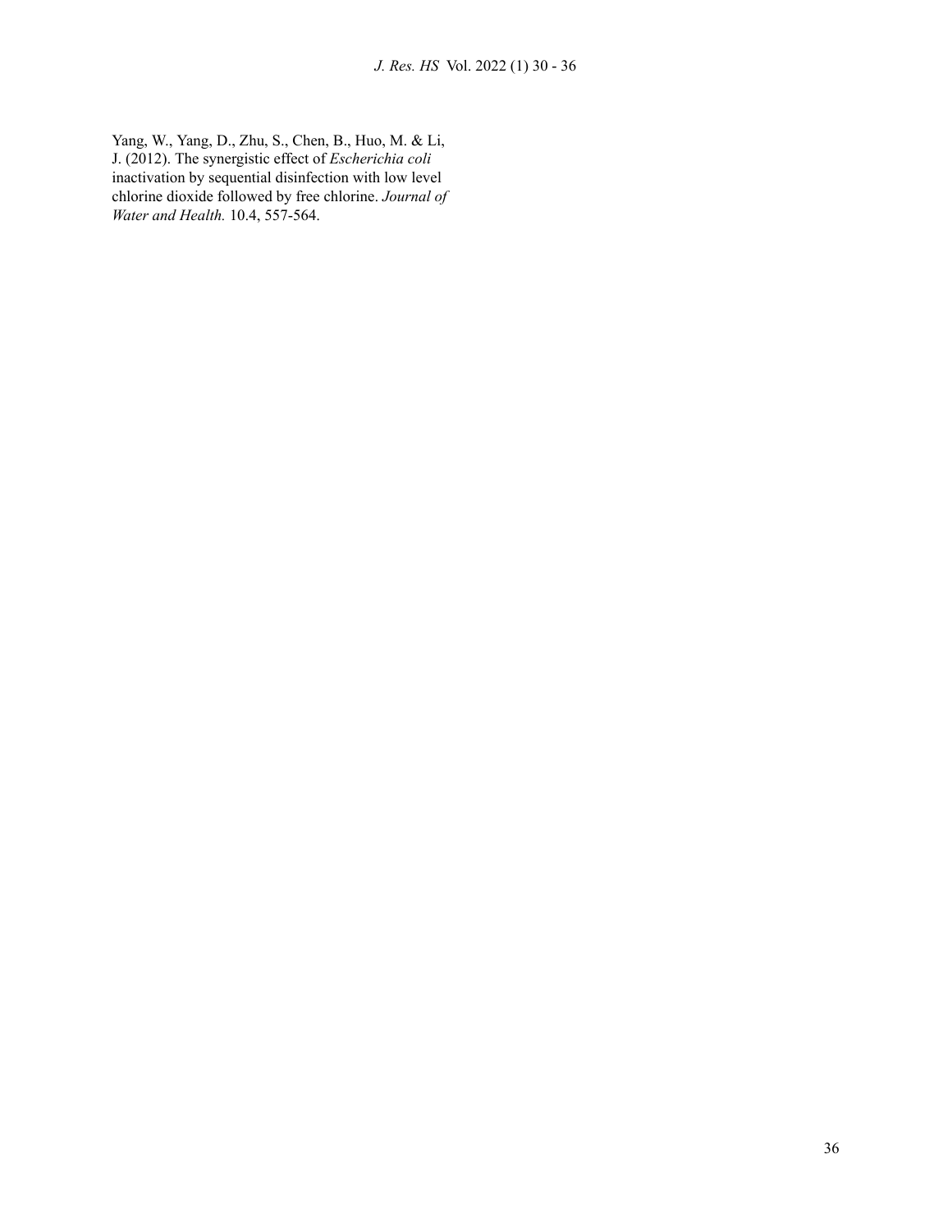Yang, W., Yang, D., Zhu, S., Chen, B., Huo, M. & Li, J. (2012). The synergistic effect of *Escherichia coli* inactivation by sequential disinfection with low level chlorine dioxide followed by free chlorine. *Journal of Water and Health.* 10.4, 557-564.